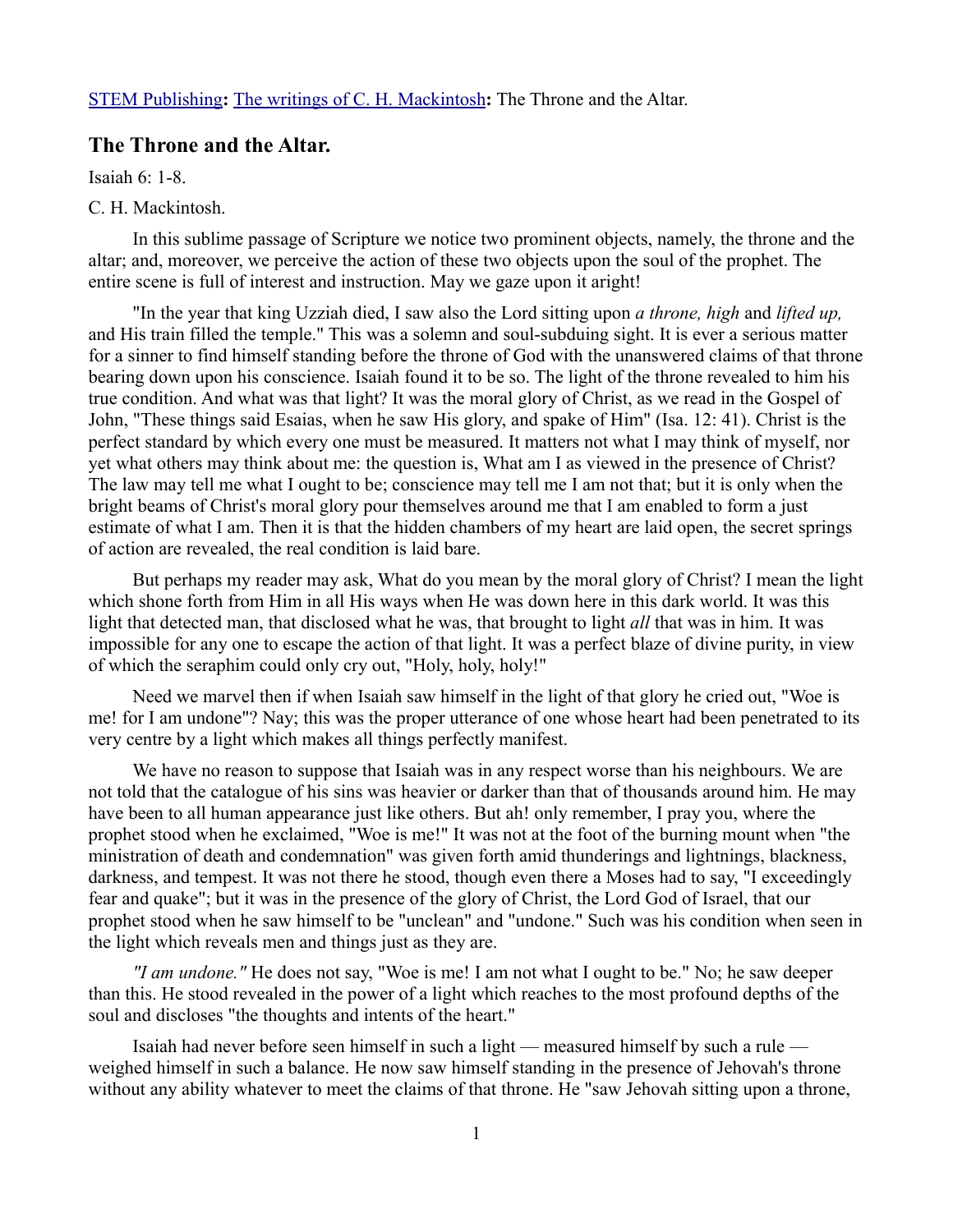STEM Publishing**:** The writings of C. H. Mackintosh**:** The Throne and the Altar.

## The Throne and the Altar.

Isaiah 6: 1-8.

C. H. Mackintosh.

In this sublime passage of Scripture we notice two prominent objects, namely, the throne and the altar; and, moreover, we perceive the action of these two objects upon the soul of the prophet. The entire scene is full of interest and instruction. May we gaze upon it aright!

"In the year that king Uzziah died, I saw also the Lord sitting upon *a throne, high* and *lifted up,* and His train filled the temple." This was a solemn and soul-subduing sight. It is ever a serious matter for a sinner to find himself standing before the throne of God with the unanswered claims of that throne bearing down upon his conscience. Isaiah found it to be so. The light of the throne revealed to him his true condition. And what was that light? It was the moral glory of Christ, as we read in the Gospel of John, "These things said Esaias, when he saw His glory, and spake of Him" (Isa. 12: 41). Christ is the perfect standard by which every one must be measured. It matters not what I may think of myself, nor yet what others may think about me: the question is, What am I as viewed in the presence of Christ? The law may tell me what I ought to be; conscience may tell me I am not that; but it is only when the bright beams of Christ's moral glory pour themselves around me that I am enabled to form a just estimate of what I am. Then it is that the hidden chambers of my heart are laid open, the secret springs of action are revealed, the real condition is laid bare.

But perhaps my reader may ask, What do you mean by the moral glory of Christ? I mean the light which shone forth from Him in all His ways when He was down here in this dark world. It was this light that detected man, that disclosed what he was, that brought to light *all* that was in him. It was impossible for any one to escape the action of that light. It was a perfect blaze of divine purity, in view of which the seraphim could only cry out, "Holy, holy, holy!"

Need we marvel then if when Isaiah saw himself in the light of that glory he cried out, "Woe is me! for I am undone"? Nay; this was the proper utterance of one whose heart had been penetrated to its very centre by a light which makes all things perfectly manifest.

We have no reason to suppose that Isaiah was in any respect worse than his neighbours. We are not told that the catalogue of his sins was heavier or darker than that of thousands around him. He may have been to all human appearance just like others. But ah! only remember, I pray you, where the prophet stood when he exclaimed, "Woe is me!" It was not at the foot of the burning mount when "the ministration of death and condemnation" was given forth amid thunderings and lightnings, blackness, darkness, and tempest. It was not there he stood, though even there a Moses had to say, "I exceedingly fear and quake"; but it was in the presence of the glory of Christ, the Lord God of Israel, that our prophet stood when he saw himself to be "unclean" and "undone." Such was his condition when seen in the light which reveals men and things just as they are.

*"I am undone."* He does not say, "Woe is me! I am not what I ought to be." No; he saw deeper than this. He stood revealed in the power of a light which reaches to the most profound depths of the soul and discloses "the thoughts and intents of the heart."

Isaiah had never before seen himself in such a light — measured himself by such a rule — weighed himself in such a balance. He now saw himself standing in the presence of Jehovah's throne without any ability whatever to meet the claims of that throne. He "saw Jehovah sitting upon a throne,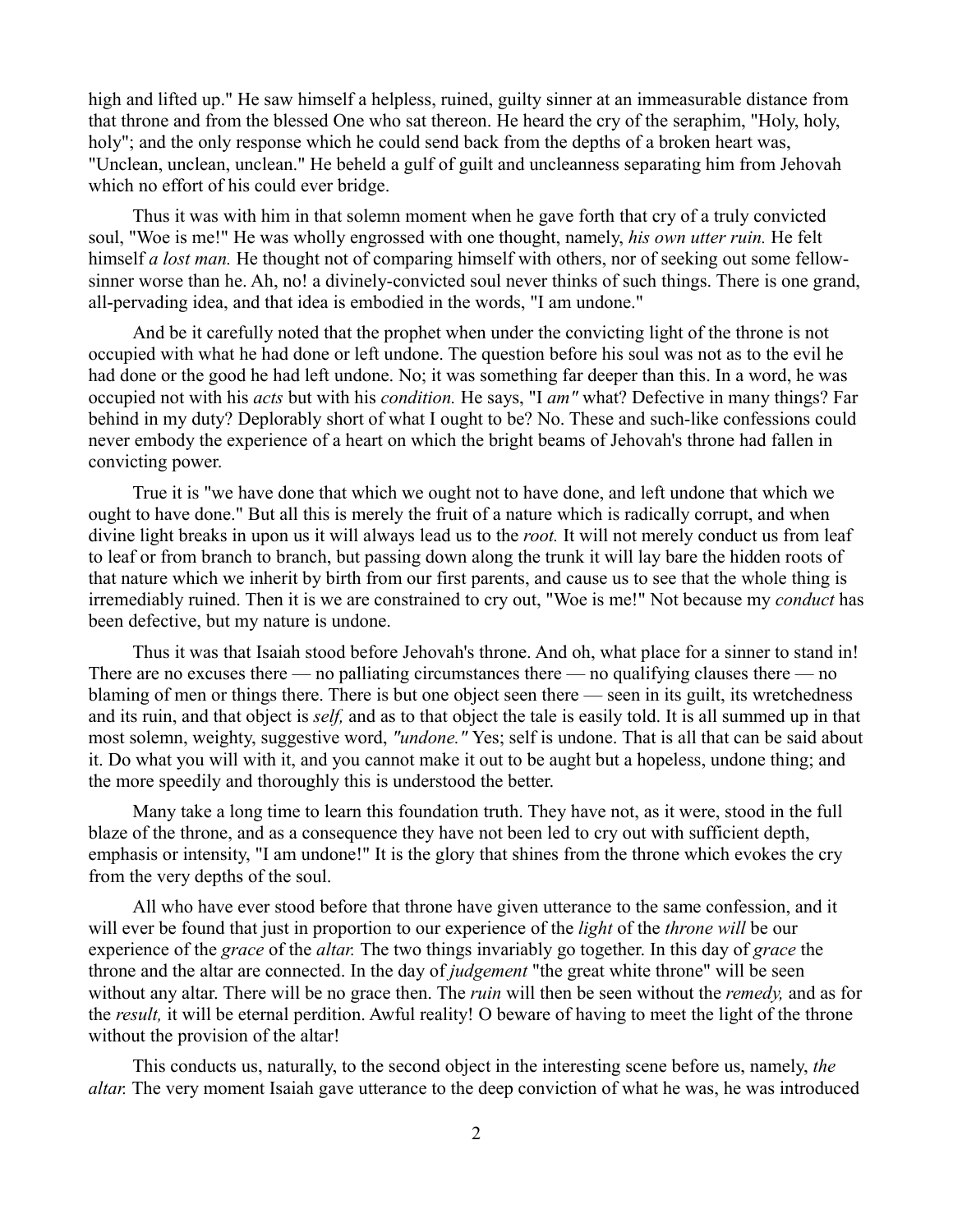high and lifted up." He saw himself a helpless, ruined, guilty sinner at an immeasurable distance from that throne and from the blessed One who sat thereon. He heard the cry of the seraphim, "Holy, holy, holy"; and the only response which he could send back from the depths of a broken heart was, "Unclean, unclean, unclean." He beheld a gulf of guilt and uncleanness separating him from Jehovah which no effort of his could ever bridge.

Thus it was with him in that solemn moment when he gave forth that cry of a truly convicted soul, "Woe is me!" He was wholly engrossed with one thought, namely, *his own utter ruin.* He felt himself *a lost man.* He thought not of comparing himself with others, nor of seeking out some fellow-sinner worse than he. Ah, no! a divinely-convicted soul never thinks of such things. There is one grand, all-pervading idea, and that idea is embodied in the words, "I am undone."

And be it carefully noted that the prophet when under the convicting light of the throne is not occupied with what he had done or left undone. The question before his soul was not as to the evil he had done or the good he had left undone. No; it was something far deeper than this. In a word, he was occupied not with his *acts* but with his *condition.* He says, "I *am"* what? Defective in many things? Far behind in my duty? Deplorably short of what I ought to be? No. These and such-like confessions could never embody the experience of a heart on which the bright beams of Jehovah's throne had fallen in convicting power.

True it is "we have done that which we ought not to have done, and left undone that which we ought to have done." But all this is merely the fruit of a nature which is radically corrupt, and when divine light breaks in upon us it will always lead us to the *root.* It will not merely conduct us from leaf to leaf or from branch to branch, but passing down along the trunk it will lay bare the hidden roots of that nature which we inherit by birth from our first parents, and cause us to see that the whole thing is irremediably ruined. Then it is we are constrained to cry out, "Woe is me!" Not because my *conduct* has been defective, but my nature is undone.

Thus it was that Isaiah stood before Jehovah's throne. And oh, what place for a sinner to stand in! There are no excuses there — no palliating circumstances there — no qualifying clauses there — no blaming of men or things there. There is but one object seen there — seen in its guilt, its wretchedness and its ruin, and that object is *self,* and as to that object the tale is easily told. It is all summed up in that most solemn, weighty, suggestive word, *"undone."* Yes; self is undone. That is all that can be said about it. Do what you will with it, and you cannot make it out to be aught but a hopeless, undone thing; and the more speedily and thoroughly this is understood the better.

Many take a long time to learn this foundation truth. They have not, as it were, stood in the full blaze of the throne, and as a consequence they have not been led to cry out with sufficient depth, emphasis or intensity, "I am undone!" It is the glory that shines from the throne which evokes the cry from the very depths of the soul.

All who have ever stood before that throne have given utterance to the same confession, and it will ever be found that just in proportion to our experience of the *light* of the *throne will* be our experience of the *grace* of the *altar.* The two things invariably go together. In this day of *grace* the throne and the altar are connected. In the day of *judgement* "the great white throne" will be seen without any altar. There will be no grace then. The *ruin* will then be seen without the *remedy,* and as for the *result,* it will be eternal perdition. Awful reality! O beware of having to meet the light of the throne without the provision of the altar!

This conducts us, naturally, to the second object in the interesting scene before us, namely, *the altar.* The very moment Isaiah gave utterance to the deep conviction of what he was, he was introduced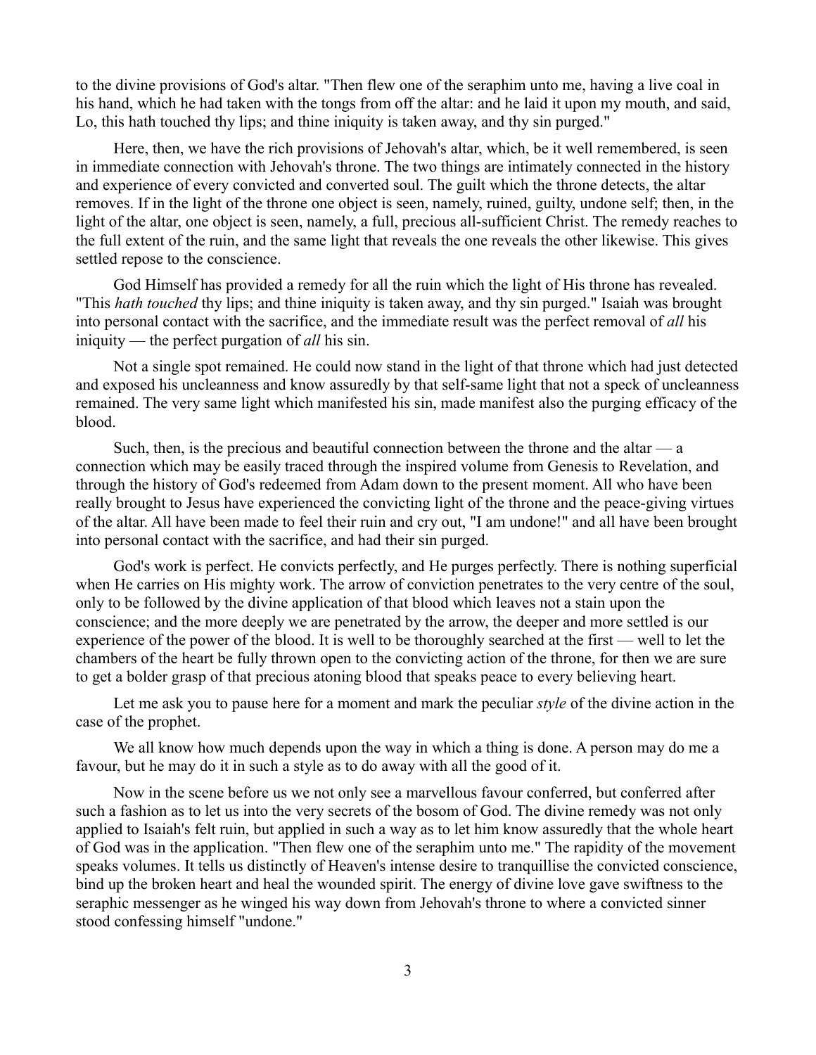to the divine provisions of God's altar. "Then flew one of the seraphim unto me, having a live coal in his hand, which he had taken with the tongs from off the altar: and he laid it upon my mouth, and said, Lo, this hath touched thy lips; and thine iniquity is taken away, and thy sin purged."

Here, then, we have the rich provisions of Jehovah's altar, which, be it well remembered, is seen in immediate connection with Jehovah's throne. The two things are intimately connected in the history and experience of every convicted and converted soul. The guilt which the throne detects, the altar removes. If in the light of the throne one object is seen, namely, ruined, guilty, undone self; then, in the light of the altar, one object is seen, namely, a full, precious all-sufficient Christ. The remedy reaches to the full extent of the ruin, and the same light that reveals the one reveals the other likewise. This gives settled repose to the conscience.

God Himself has provided a remedy for all the ruin which the light of His throne has revealed. "This *hath touched* thy lips; and thine iniquity is taken away, and thy sin purged." Isaiah was brought into personal contact with the sacrifice, and the immediate result was the perfect removal of *all* his iniquity — the perfect purgation of *all* his sin.

Not a single spot remained. He could now stand in the light of that throne which had just detected and exposed his uncleanness and know assuredly by that self-same light that not a speck of uncleanness remained. The very same light which manifested his sin, made manifest also the purging efficacy of the blood.

Such, then, is the precious and beautiful connection between the throne and the altar — a connection which may be easily traced through the inspired volume from Genesis to Revelation, and through the history of God's redeemed from Adam down to the present moment. All who have been really brought to Jesus have experienced the convicting light of the throne and the peace-giving virtues of the altar. All have been made to feel their ruin and cry out, "I am undone!" and all have been brought into personal contact with the sacrifice, and had their sin purged.

God's work is perfect. He convicts perfectly, and He purges perfectly. There is nothing superficial when He carries on His mighty work. The arrow of conviction penetrates to the very centre of the soul, only to be followed by the divine application of that blood which leaves not a stain upon the conscience; and the more deeply we are penetrated by the arrow, the deeper and more settled is our experience of the power of the blood. It is well to be thoroughly searched at the first — well to let the chambers of the heart be fully thrown open to the convicting action of the throne, for then we are sure to get a bolder grasp of that precious atoning blood that speaks peace to every believing heart.

Let me ask you to pause here for a moment and mark the peculiar *style* of the divine action in the case of the prophet.

We all know how much depends upon the way in which a thing is done. A person may do me a favour, but he may do it in such a style as to do away with all the good of it.

Now in the scene before us we not only see a marvellous favour conferred, but conferred after such a fashion as to let us into the very secrets of the bosom of God. The divine remedy was not only applied to Isaiah's felt ruin, but applied in such a way as to let him know assuredly that the whole heart of God was in the application. "Then flew one of the seraphim unto me." The rapidity of the movement speaks volumes. It tells us distinctly of Heaven's intense desire to tranquillise the convicted conscience, bind up the broken heart and heal the wounded spirit. The energy of divine love gave swiftness to the seraphic messenger as he winged his way down from Jehovah's throne to where a convicted sinner stood confessing himself "undone."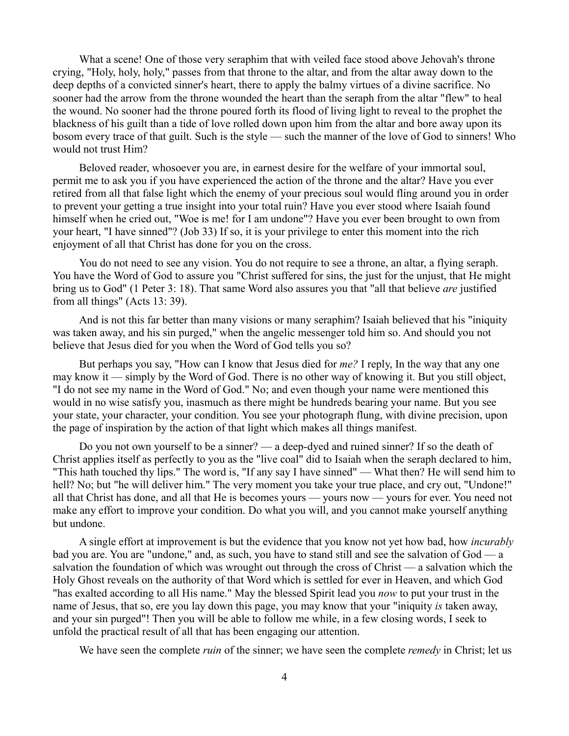What a scene! One of those very seraphim that with veiled face stood above Jehovah's throne crying, "Holy, holy, holy," passes from that throne to the altar, and from the altar away down to the deep depths of a convicted sinner's heart, there to apply the balmy virtues of a divine sacrifice. No sooner had the arrow from the throne wounded the heart than the seraph from the altar "flew" to heal the wound. No sooner had the throne poured forth its flood of living light to reveal to the prophet the blackness of his guilt than a tide of love rolled down upon him from the altar and bore away upon its bosom every trace of that guilt. Such is the style — such the manner of the love of God to sinners! Who would not trust Him?

Beloved reader, whosoever you are, in earnest desire for the welfare of your immortal soul, permit me to ask you if you have experienced the action of the throne and the altar? Have you ever retired from all that false light which the enemy of your precious soul would fling around you in order to prevent your getting a true insight into your total ruin? Have you ever stood where Isaiah found himself when he cried out, "Woe is me! for I am undone"? Have you ever been brought to own from your heart, "I have sinned"? (Job 33) If so, it is your privilege to enter this moment into the rich enjoyment of all that Christ has done for you on the cross.

You do not need to see any vision. You do not require to see a throne, an altar, a flying seraph. You have the Word of God to assure you "Christ suffered for sins, the just for the unjust, that He might bring us to God" (1 Peter 3: 18). That same Word also assures you that "all that believe *are* justified from all things" (Acts 13: 39).

And is not this far better than many visions or many seraphim? Isaiah believed that his "iniquity was taken away, and his sin purged," when the angelic messenger told him so. And should you not believe that Jesus died for you when the Word of God tells you so?

But perhaps you say, "How can I know that Jesus died for *me?* I reply, In the way that any one may know it — simply by the Word of God. There is no other way of knowing it. But you still object, "I do not see my name in the Word of God." No; and even though your name were mentioned this would in no wise satisfy you, inasmuch as there might be hundreds bearing your name. But you see your state, your character, your condition. You see your photograph flung, with divine precision, upon the page of inspiration by the action of that light which makes all things manifest.

Do you not own yourself to be a sinner? — a deep-dyed and ruined sinner? If so the death of Christ applies itself as perfectly to you as the "live coal" did to Isaiah when the seraph declared to him, "This hath touched thy lips." The word is, "If any say I have sinned" — What then? He will send him to hell? No; but "he will deliver him." The very moment you take your true place, and cry out, "Undone!" all that Christ has done, and all that He is becomes yours — yours now — yours for ever. You need not make any effort to improve your condition. Do what you will, and you cannot make yourself anything but undone.

A single effort at improvement is but the evidence that you know not yet how bad, how *incurably* bad you are. You are "undone," and, as such, you have to stand still and see the salvation of God — a salvation the foundation of which was wrought out through the cross of Christ — a salvation which the Holy Ghost reveals on the authority of that Word which is settled for ever in Heaven, and which God "has exalted according to all His name." May the blessed Spirit lead you *now* to put your trust in the name of Jesus, that so, ere you lay down this page, you may know that your "iniquity *is* taken away, and your sin purged"! Then you will be able to follow me while, in a few closing words, I seek to unfold the practical result of all that has been engaging our attention.

We have seen the complete *ruin* of the sinner; we have seen the complete *remedy* in Christ; let us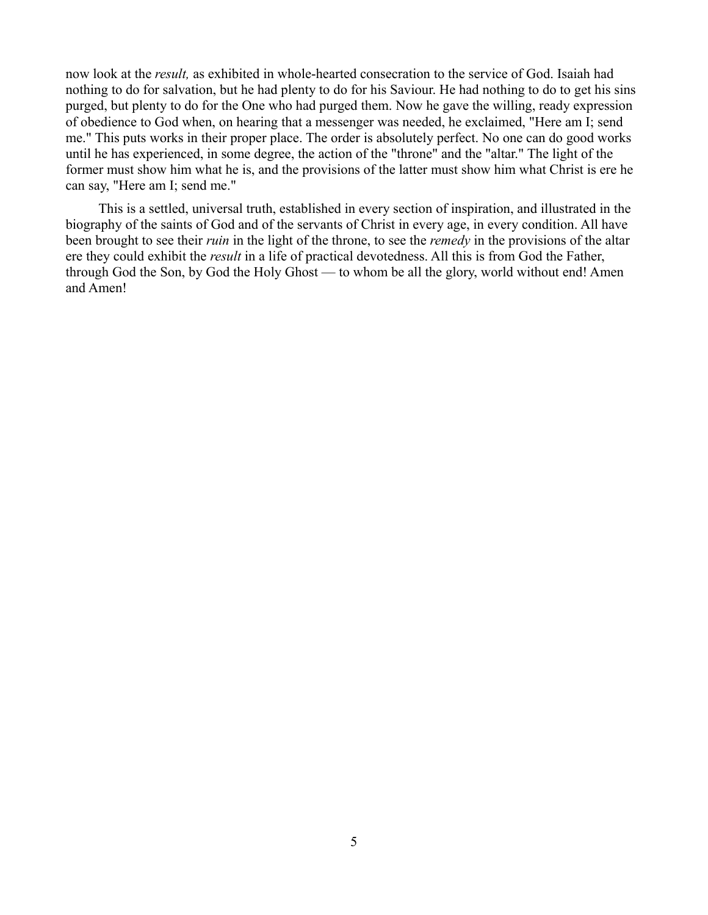now look at the *result,* as exhibited in whole-hearted consecration to the service of God. Isaiah had nothing to do for salvation, but he had plenty to do for his Saviour. He had nothing to do to get his sins purged, but plenty to do for the One who had purged them. Now he gave the willing, ready expression of obedience to God when, on hearing that a messenger was needed, he exclaimed, "Here am I; send me." This puts works in their proper place. The order is absolutely perfect. No one can do good works until he has experienced, in some degree, the action of the "throne" and the "altar." The light of the former must show him what he is, and the provisions of the latter must show him what Christ is ere he can say, "Here am I; send me."

This is a settled, universal truth, established in every section of inspiration, and illustrated in the biography of the saints of God and of the servants of Christ in every age, in every condition. All have been brought to see their *ruin* in the light of the throne, to see the *remedy* in the provisions of the altar ere they could exhibit the *result* in a life of practical devotedness. All this is from God the Father, through God the Son, by God the Holy Ghost — to whom be all the glory, world without end! Amen and Amen!